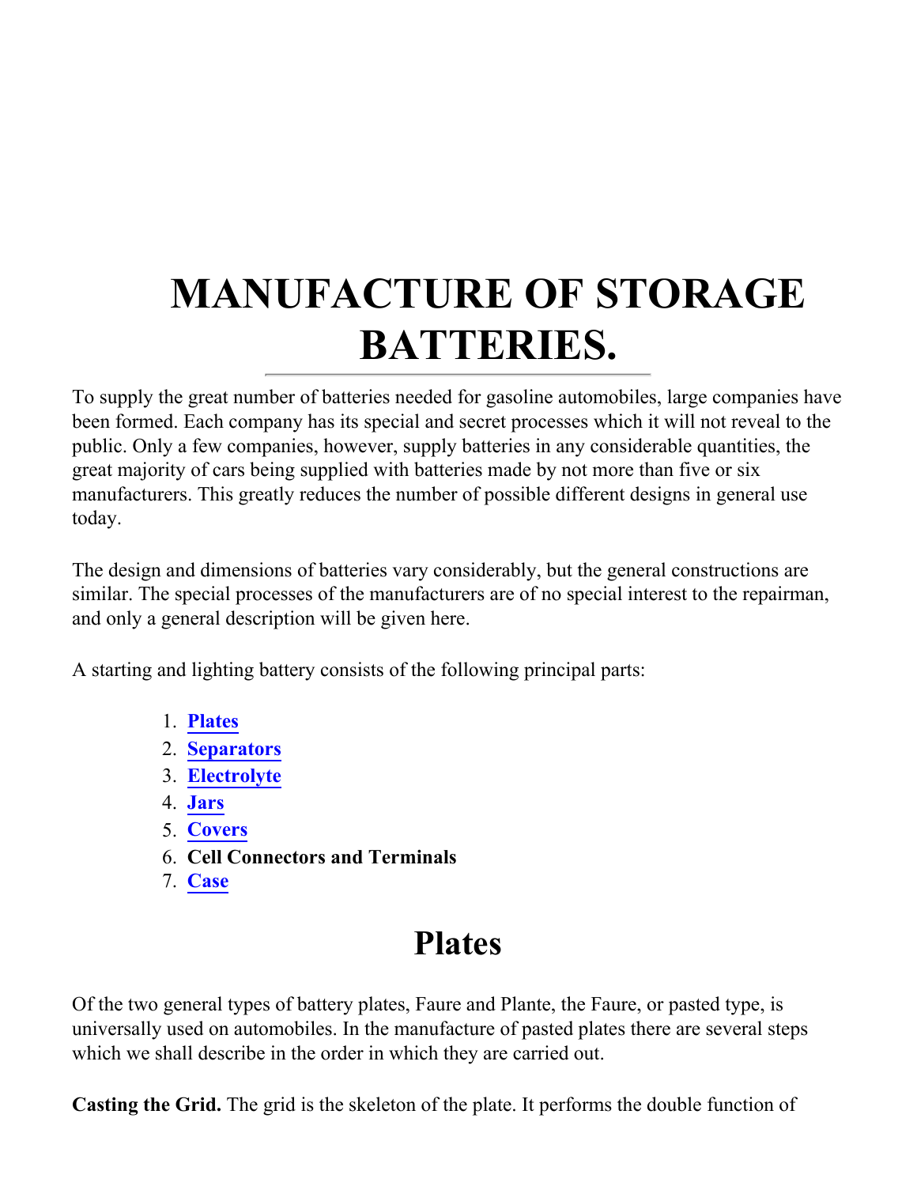# MANUFACTURE OF STORAGE BATTERIES.

---

To supply the great number of batteries needed for gasoline automobiles, large companies have been formed. Each company has its special and secret processes which it will not reveal to the public. Only a few companies, however, supply batteries in any considerable quantities, the great majority of cars being supplied with batteries made by not more than five or six manufacturers. This greatly reduces the number of possible different designs in general use today.

The design and dimensions of batteries vary considerably, but the general constructions are similar. The special processes of the manufacturers are of no special interest to the repairman, and only a general description will be given here.

A starting and lighting battery consists of the following principal parts:

1. **Plates**
2. **Separators**
3. **Electrolyte**
4. **Jars**
5. **Covers**
6. **Cell Connectors and Terminals**
7. **Case**

## Plates

Of the two general types of battery plates, Faure and Plante, the Faure, or pasted type, is universally used on automobiles. In the manufacture of pasted plates there are several steps which we shall describe in the order in which they are carried out.

**Casting the Grid.** The grid is the skeleton of the plate. It performs the double function of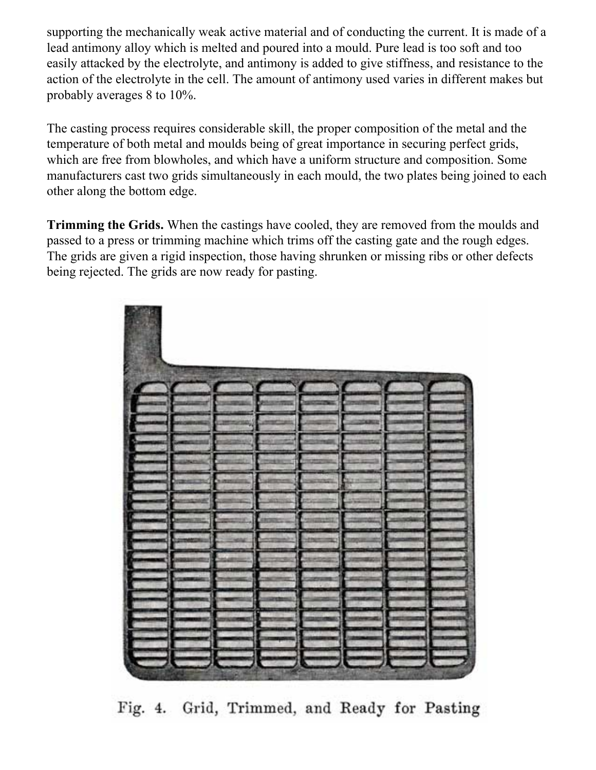supporting the mechanically weak active material and of conducting the current. It is made of a lead antimony alloy which is melted and poured into a mould. Pure lead is too soft and too easily attacked by the electrolyte, and antimony is added to give stiffness, and resistance to the action of the electrolyte in the cell. The amount of antimony used varies in different makes but probably averages 8 to 10%.

The casting process requires considerable skill, the proper composition of the metal and the temperature of both metal and moulds being of great importance in securing perfect grids, which are free from blowholes, and which have a uniform structure and composition. Some manufacturers cast two grids simultaneously in each mould, the two plates being joined to each other along the bottom edge.

**Trimming the Grids.** When the castings have cooled, they are removed from the moulds and passed to a press or trimming machine which trims off the casting gate and the rough edges. The grids are given a rigid inspection, those having shrunken or missing ribs or other defects being rejected. The grids are now ready for pasting.

Fig. 4. Grid, Trimmed, and Ready for Pasting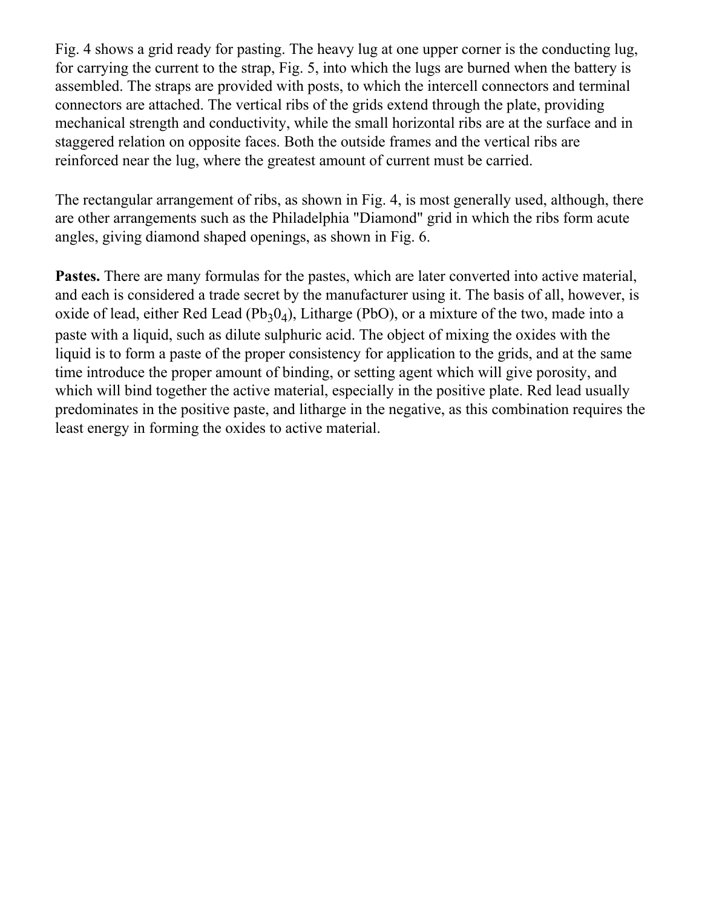Fig. 4 shows a grid ready for pasting. The heavy lug at one upper corner is the conducting lug, for carrying the current to the strap, Fig. 5, into which the lugs are burned when the battery is assembled. The straps are provided with posts, to which the intercell connectors and terminal connectors are attached. The vertical ribs of the grids extend through the plate, providing mechanical strength and conductivity, while the small horizontal ribs are at the surface and in staggered relation on opposite faces. Both the outside frames and the vertical ribs are reinforced near the lug, where the greatest amount of current must be carried.

The rectangular arrangement of ribs, as shown in Fig. 4, is most generally used, although, there are other arrangements such as the Philadelphia "Diamond" grid in which the ribs form acute angles, giving diamond shaped openings, as shown in Fig. 6.

**Pastes.** There are many formulas for the pastes, which are later converted into active material, and each is considered a trade secret by the manufacturer using it. The basis of all, however, is oxide of lead, either Red Lead ($Pb_30_4$), Litharge (PbO), or a mixture of the two, made into a paste with a liquid, such as dilute sulphuric acid. The object of mixing the oxides with the liquid is to form a paste of the proper consistency for application to the grids, and at the same time introduce the proper amount of binding, or setting agent which will give porosity, and which will bind together the active material, especially in the positive plate. Red lead usually predominates in the positive paste, and litharge in the negative, as this combination requires the least energy in forming the oxides to active material.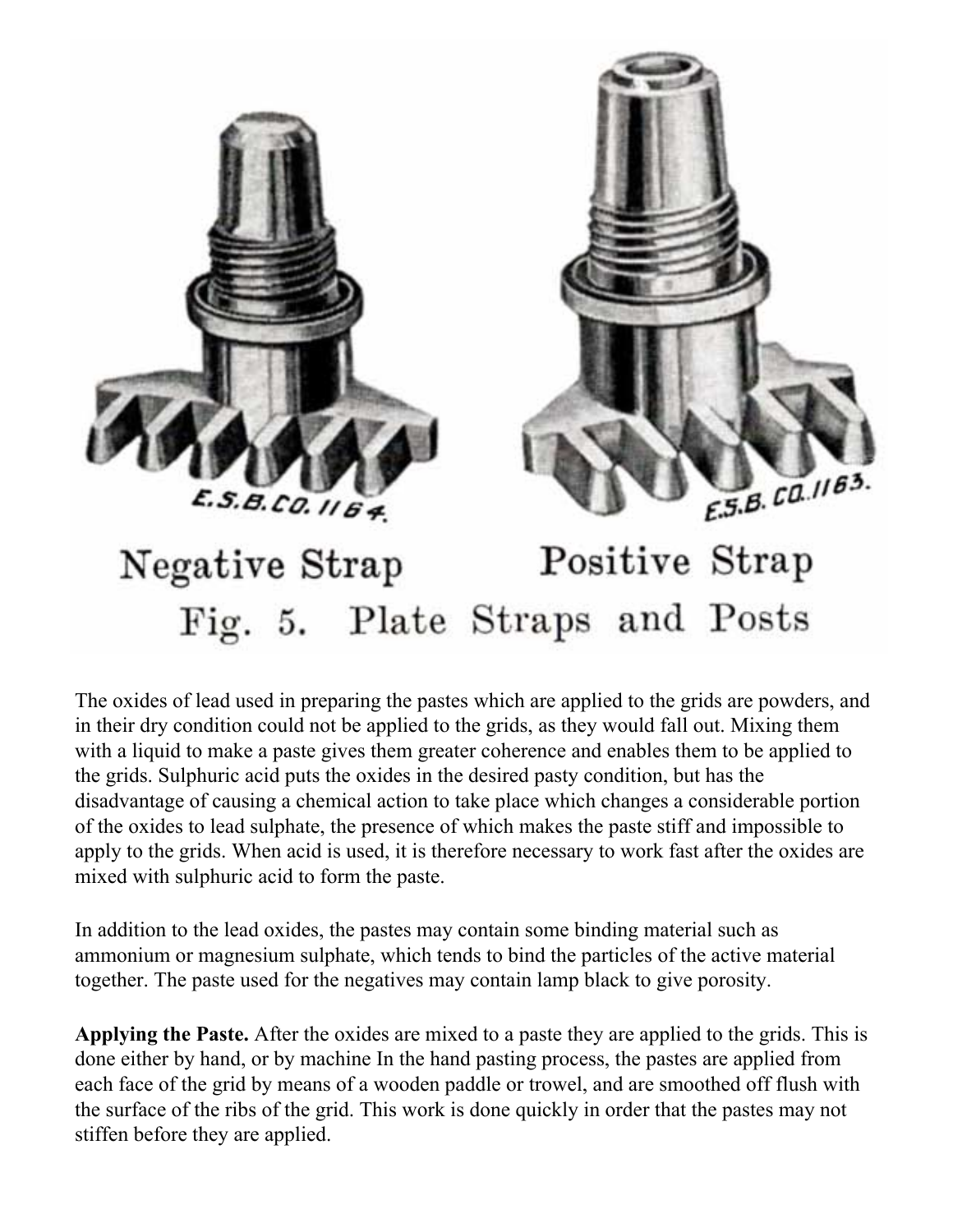E.S.B.CO. 1164. E.S.B. CO. 1163.

Negative Strap Positive Strap

Fig. 5. Plate Straps and Posts

The oxides of lead used in preparing the pastes which are applied to the grids are powders, and in their dry condition could not be applied to the grids, as they would fall out. Mixing them with a liquid to make a paste gives them greater coherence and enables them to be applied to the grids. Sulphuric acid puts the oxides in the desired pasty condition, but has the disadvantage of causing a chemical action to take place which changes a considerable portion of the oxides to lead sulphate, the presence of which makes the paste stiff and impossible to apply to the grids. When acid is used, it is therefore necessary to work fast after the oxides are mixed with sulphuric acid to form the paste.

In addition to the lead oxides, the pastes may contain some binding material such as ammonium or magnesium sulphate, which tends to bind the particles of the active material together. The paste used for the negatives may contain lamp black to give porosity.

**Applying the Paste.** After the oxides are mixed to a paste they are applied to the grids. This is done either by hand, or by machine In the hand pasting process, the pastes are applied from each face of the grid by means of a wooden paddle or trowel, and are smoothed off flush with the surface of the ribs of the grid. This work is done quickly in order that the pastes may not stiffen before they are applied.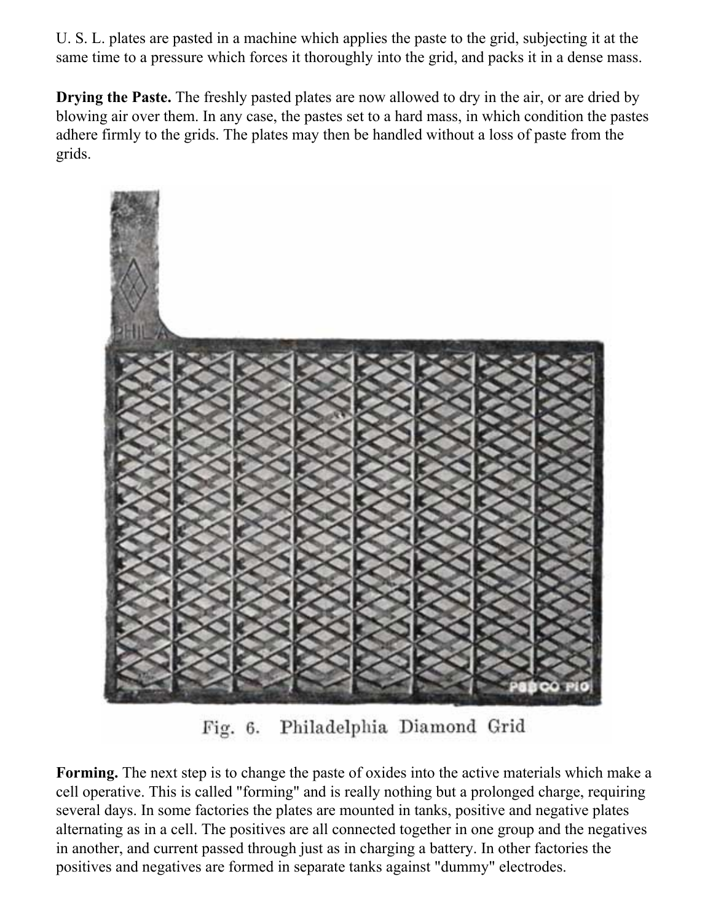U. S. L. plates are pasted in a machine which applies the paste to the grid, subjecting it at the same time to a pressure which forces it thoroughly into the grid, and packs it in a dense mass.

**Drying the Paste.** The freshly pasted plates are now allowed to dry in the air, or are dried by blowing air over them. In any case, the pastes set to a hard mass, in which condition the pastes adhere firmly to the grids. The plates may then be handled without a loss of paste from the grids.

Fig. 6. Philadelphia Diamond Grid

**Forming.** The next step is to change the paste of oxides into the active materials which make a cell operative. This is called "forming" and is really nothing but a prolonged charge, requiring several days. In some factories the plates are mounted in tanks, positive and negative plates alternating as in a cell. The positives are all connected together in one group and the negatives in another, and current passed through just as in charging a battery. In other factories the positives and negatives are formed in separate tanks against "dummy" electrodes.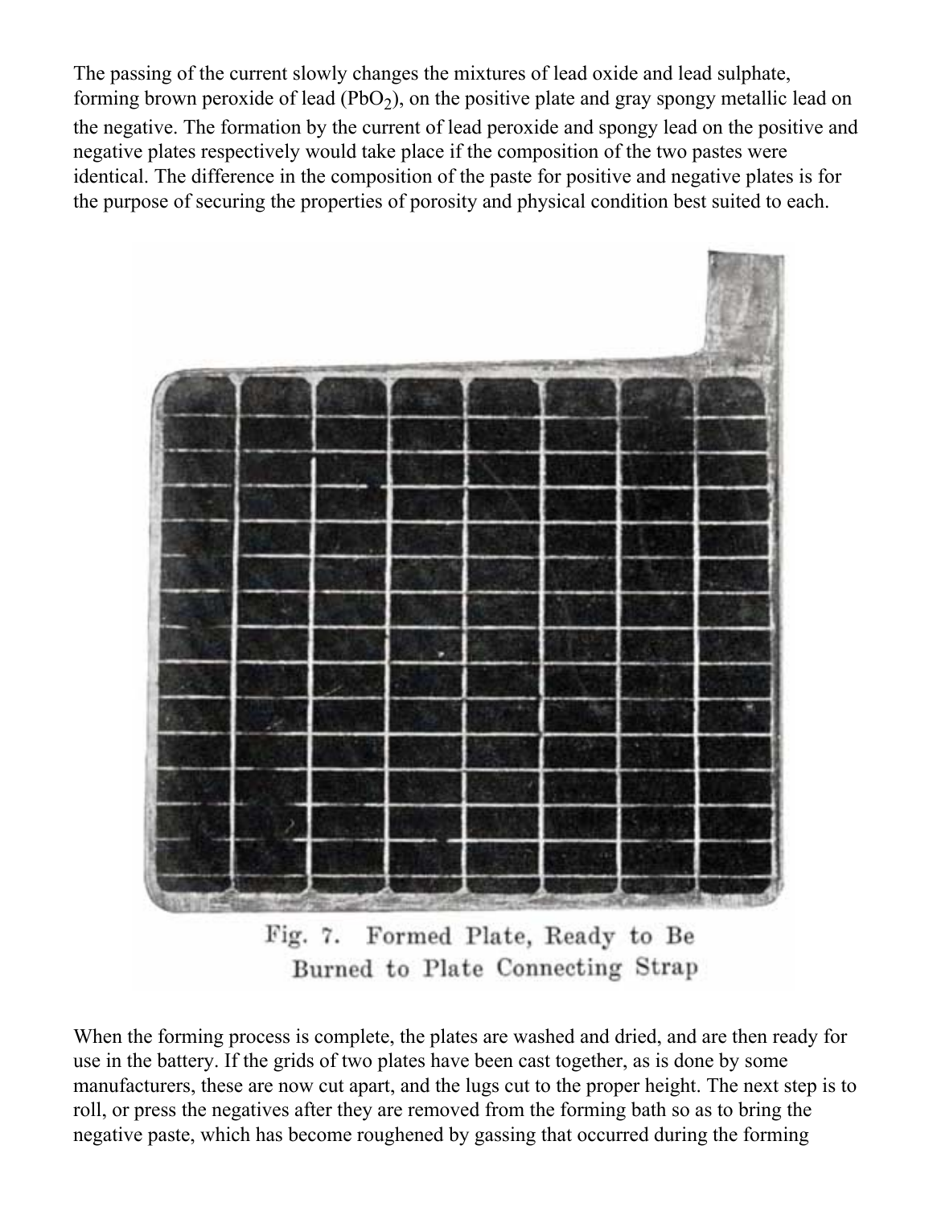The passing of the current slowly changes the mixtures of lead oxide and lead sulphate, forming brown peroxide of lead ($PbO_2$), on the positive plate and gray spongy metallic lead on the negative. The formation by the current of lead peroxide and spongy lead on the positive and negative plates respectively would take place if the composition of the two pastes were identical. The difference in the composition of the paste for positive and negative plates is for the purpose of securing the properties of porosity and physical condition best suited to each.

Fig. 7. Formed Plate, Ready to Be Burned to Plate Connecting Strap

When the forming process is complete, the plates are washed and dried, and are then ready for use in the battery. If the grids of two plates have been cast together, as is done by some manufacturers, these are now cut apart, and the lugs cut to the proper height. The next step is to roll, or press the negatives after they are removed from the forming bath so as to bring the negative paste, which has become roughened by gassing that occurred during the forming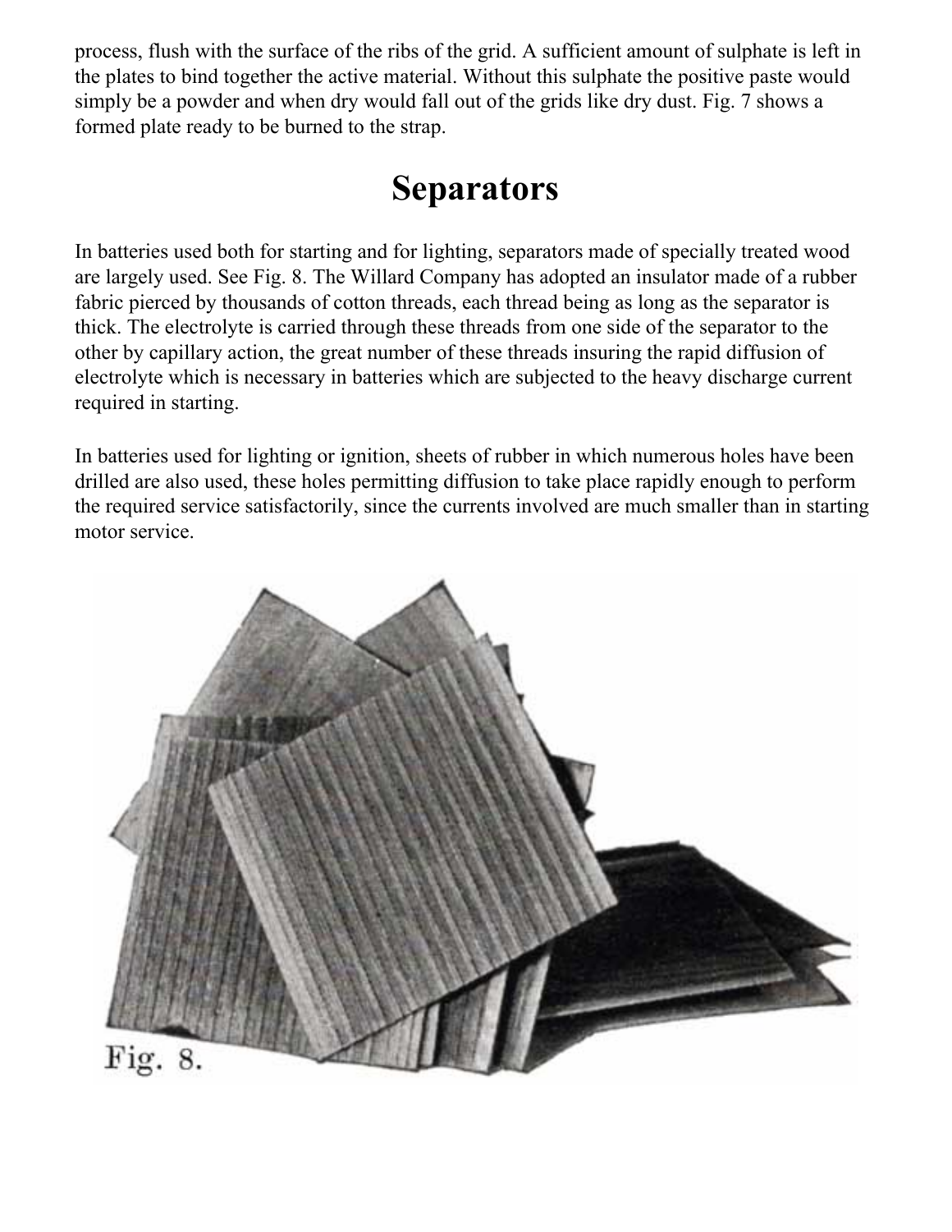process, flush with the surface of the ribs of the grid. A sufficient amount of sulphate is left in the plates to bind together the active material. Without this sulphate the positive paste would simply be a powder and when dry would fall out of the grids like dry dust. Fig. 7 shows a formed plate ready to be burned to the strap.

# Separators

In batteries used both for starting and for lighting, separators made of specially treated wood are largely used. See Fig. 8. The Willard Company has adopted an insulator made of a rubber fabric pierced by thousands of cotton threads, each thread being as long as the separator is thick. The electrolyte is carried through these threads from one side of the separator to the other by capillary action, the great number of these threads insuring the rapid diffusion of electrolyte which is necessary in batteries which are subjected to the heavy discharge current required in starting.

In batteries used for lighting or ignition, sheets of rubber in which numerous holes have been drilled are also used, these holes permitting diffusion to take place rapidly enough to perform the required service satisfactorily, since the currents involved are much smaller than in starting motor service.

Fig. 8.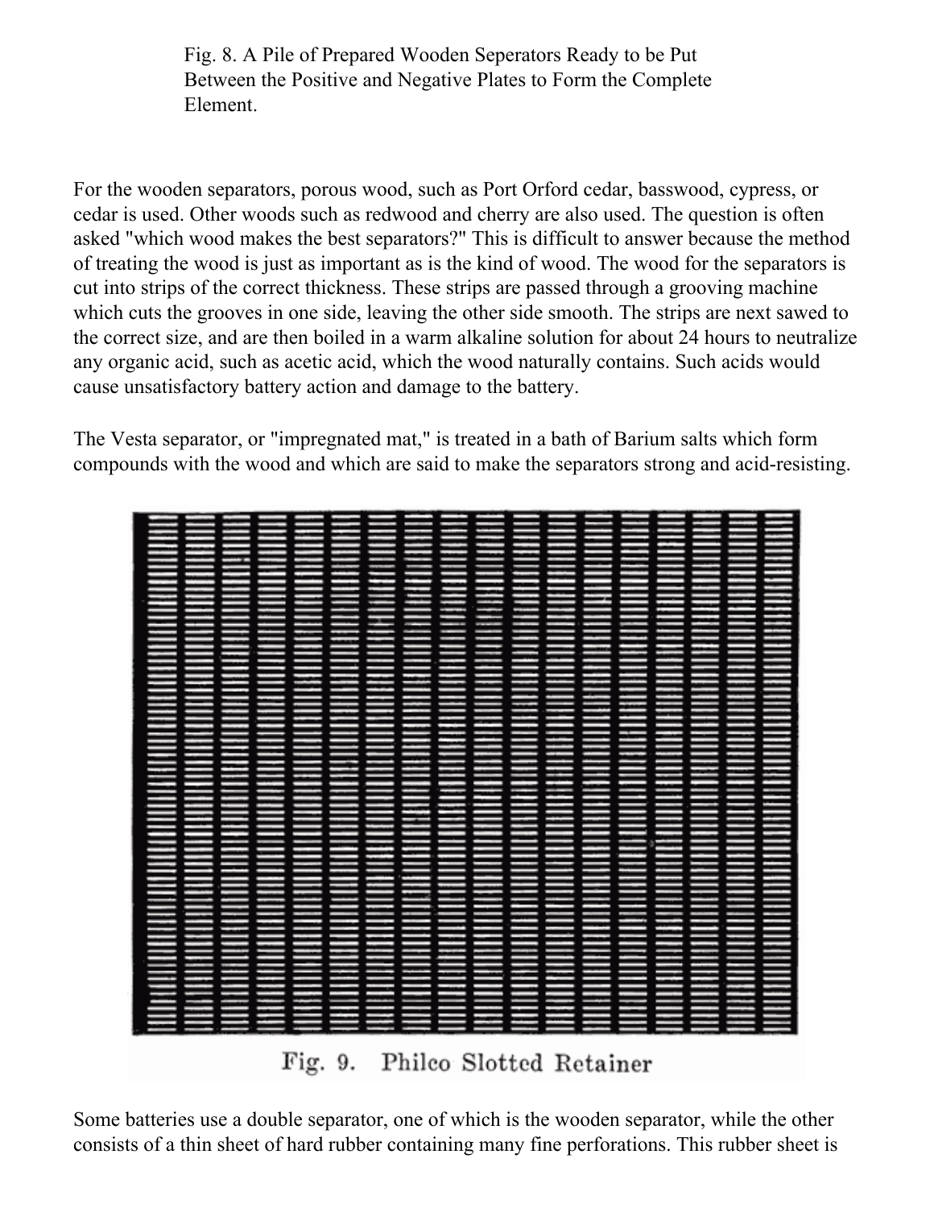Fig. 8. A Pile of Prepared Wooden Seperators Ready to be Put Between the Positive and Negative Plates to Form the Complete Element.

For the wooden separators, porous wood, such as Port Orford cedar, basswood, cypress, or cedar is used. Other woods such as redwood and cherry are also used. The question is often asked "which wood makes the best separators?" This is difficult to answer because the method of treating the wood is just as important as is the kind of wood. The wood for the separators is cut into strips of the correct thickness. These strips are passed through a grooving machine which cuts the grooves in one side, leaving the other side smooth. The strips are next sawed to the correct size, and are then boiled in a warm alkaline solution for about 24 hours to neutralize any organic acid, such as acetic acid, which the wood naturally contains. Such acids would cause unsatisfactory battery action and damage to the battery.

The Vesta separator, or "impregnated mat," is treated in a bath of Barium salts which form compounds with the wood and which are said to make the separators strong and acid-resisting.

Fig. 9. Philco Slotted Retainer

Some batteries use a double separator, one of which is the wooden separator, while the other consists of a thin sheet of hard rubber containing many fine perforations. This rubber sheet is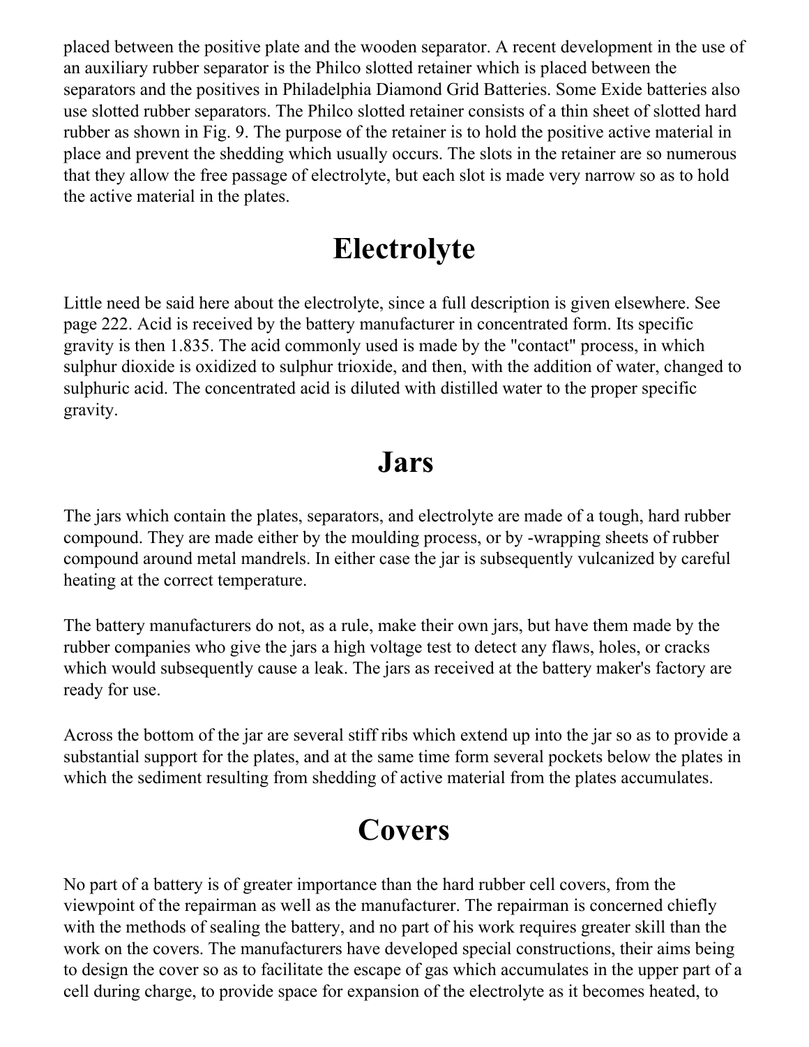placed between the positive plate and the wooden separator. A recent development in the use of an auxiliary rubber separator is the Philco slotted retainer which is placed between the separators and the positives in Philadelphia Diamond Grid Batteries. Some Exide batteries also use slotted rubber separators. The Philco slotted retainer consists of a thin sheet of slotted hard rubber as shown in Fig. 9. The purpose of the retainer is to hold the positive active material in place and prevent the shedding which usually occurs. The slots in the retainer are so numerous that they allow the free passage of electrolyte, but each slot is made very narrow so as to hold the active material in the plates.

# Electrolyte

Little need be said here about the electrolyte, since a full description is given elsewhere. See page 222. Acid is received by the battery manufacturer in concentrated form. Its specific gravity is then 1.835. The acid commonly used is made by the "contact" process, in which sulphur dioxide is oxidized to sulphur trioxide, and then, with the addition of water, changed to sulphuric acid. The concentrated acid is diluted with distilled water to the proper specific gravity.

# Jars

The jars which contain the plates, separators, and electrolyte are made of a tough, hard rubber compound. They are made either by the moulding process, or by -wrapping sheets of rubber compound around metal mandrels. In either case the jar is subsequently vulcanized by careful heating at the correct temperature.

The battery manufacturers do not, as a rule, make their own jars, but have them made by the rubber companies who give the jars a high voltage test to detect any flaws, holes, or cracks which would subsequently cause a leak. The jars as received at the battery maker's factory are ready for use.

Across the bottom of the jar are several stiff ribs which extend up into the jar so as to provide a substantial support for the plates, and at the same time form several pockets below the plates in which the sediment resulting from shedding of active material from the plates accumulates.

# Covers

No part of a battery is of greater importance than the hard rubber cell covers, from the viewpoint of the repairman as well as the manufacturer. The repairman is concerned chiefly with the methods of sealing the battery, and no part of his work requires greater skill than the work on the covers. The manufacturers have developed special constructions, their aims being to design the cover so as to facilitate the escape of gas which accumulates in the upper part of a cell during charge, to provide space for expansion of the electrolyte as it becomes heated, to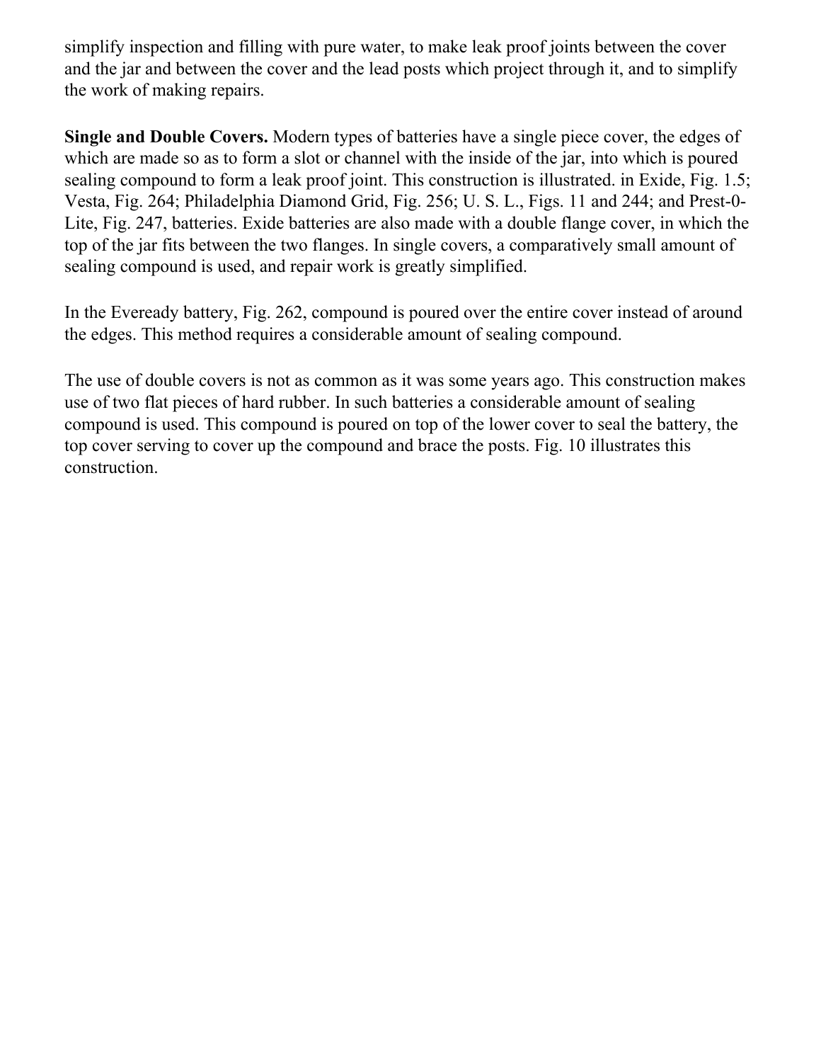simplify inspection and filling with pure water, to make leak proof joints between the cover and the jar and between the cover and the lead posts which project through it, and to simplify the work of making repairs.

**Single and Double Covers.** Modern types of batteries have a single piece cover, the edges of which are made so as to form a slot or channel with the inside of the jar, into which is poured sealing compound to form a leak proof joint. This construction is illustrated. in Exide, Fig. 1.5; Vesta, Fig. 264; Philadelphia Diamond Grid, Fig. 256; U. S. L., Figs. 11 and 244; and Prest-0-Lite, Fig. 247, batteries. Exide batteries are also made with a double flange cover, in which the top of the jar fits between the two flanges. In single covers, a comparatively small amount of sealing compound is used, and repair work is greatly simplified.

In the Eveready battery, Fig. 262, compound is poured over the entire cover instead of around the edges. This method requires a considerable amount of sealing compound.

The use of double covers is not as common as it was some years ago. This construction makes use of two flat pieces of hard rubber. In such batteries a considerable amount of sealing compound is used. This compound is poured on top of the lower cover to seal the battery, the top cover serving to cover up the compound and brace the posts. Fig. 10 illustrates this construction.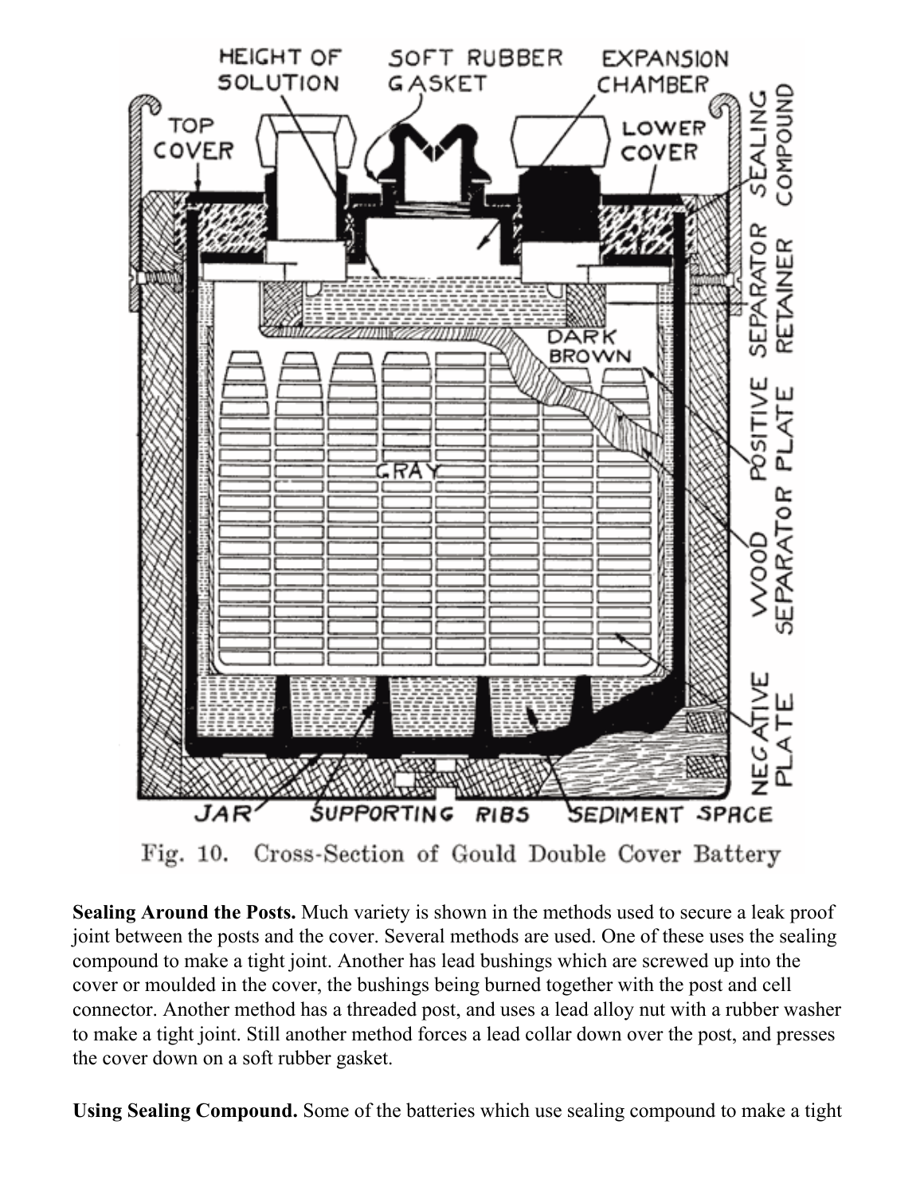Fig. 10. Cross-Section of Gould Double Cover Battery

**Sealing Around the Posts.** Much variety is shown in the methods used to secure a leak proof joint between the posts and the cover. Several methods are used. One of these uses the sealing compound to make a tight joint. Another has lead bushings which are screwed up into the cover or moulded in the cover, the bushings being burned together with the post and cell connector. Another method has a threaded post, and uses a lead alloy nut with a rubber washer to make a tight joint. Still another method forces a lead collar down over the post, and presses the cover down on a soft rubber gasket.

**Using Sealing Compound.** Some of the batteries which use sealing compound to make a tight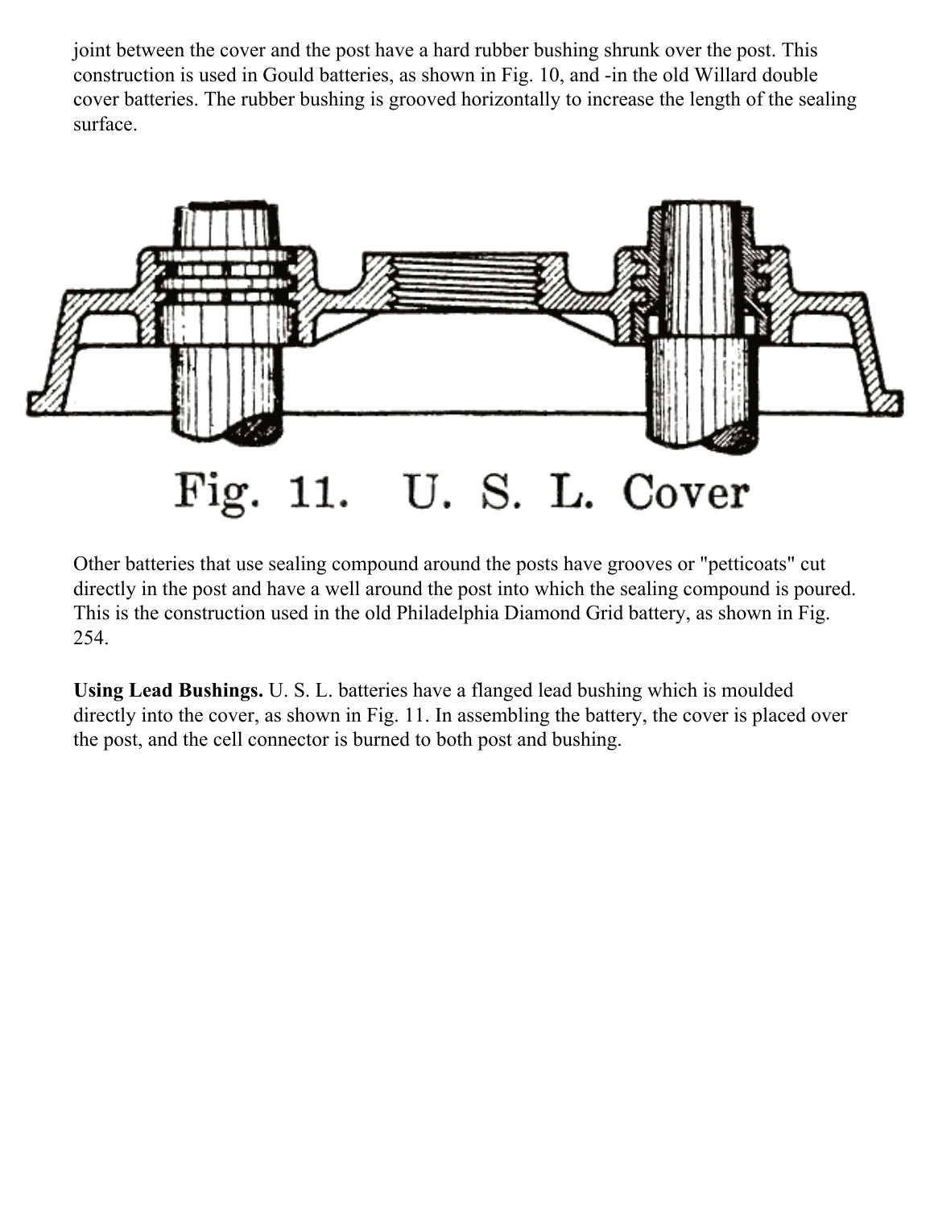joint between the cover and the post have a hard rubber bushing shrunk over the post. This construction is used in Gould batteries, as shown in Fig. 10, and -in the old Willard double cover batteries. The rubber bushing is grooved horizontally to increase the length of the sealing surface.

Fig. 11. U. S. L. Cover

Other batteries that use sealing compound around the posts have grooves or "petticoats" cut directly in the post and have a well around the post into which the sealing compound is poured. This is the construction used in the old Philadelphia Diamond Grid battery, as shown in Fig. 254.

**Using Lead Bushings.** U. S. L. batteries have a flanged lead bushing which is moulded directly into the cover, as shown in Fig. 11. In assembling the battery, the cover is placed over the post, and the cell connector is burned to both post and bushing.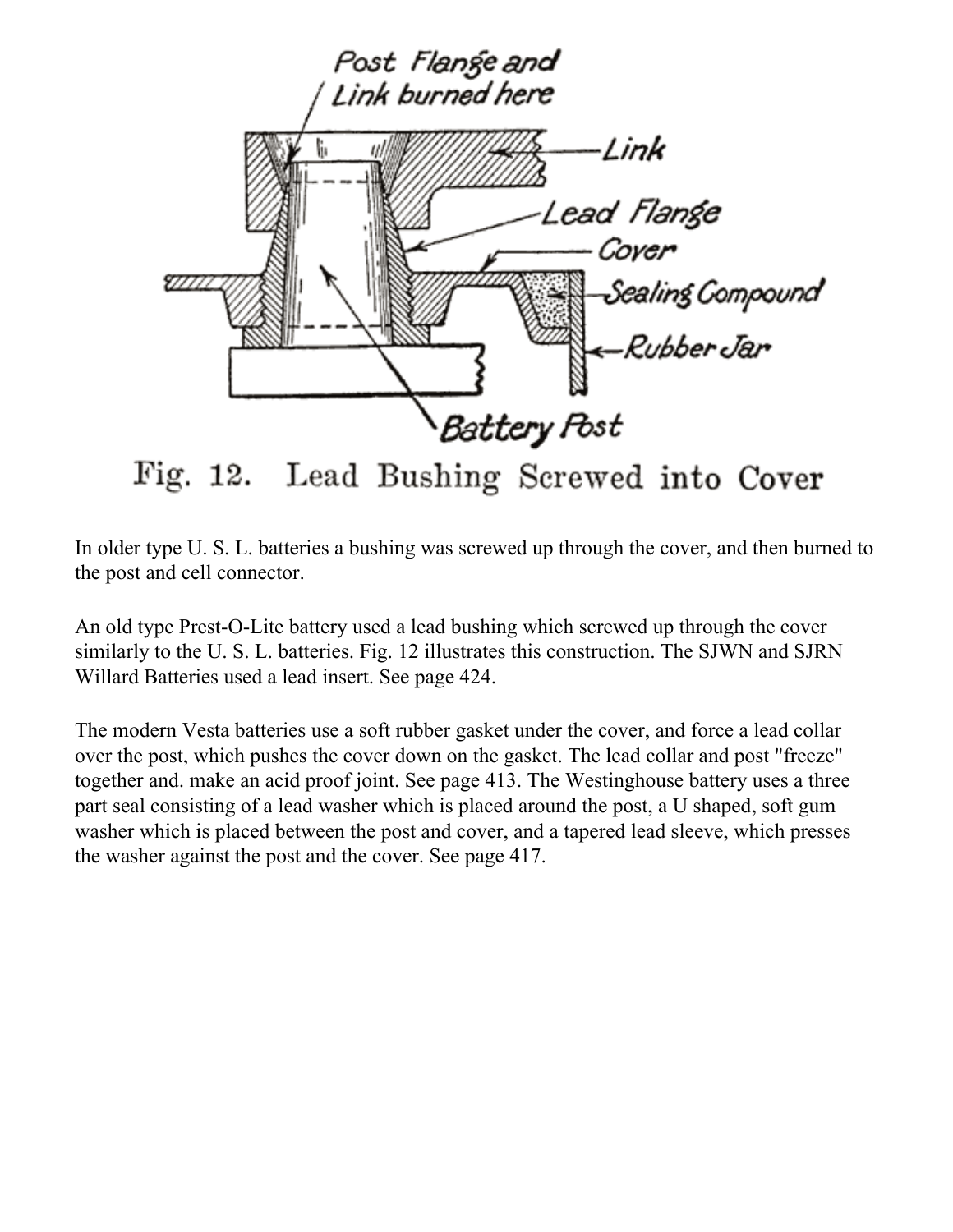Fig. 12. Lead Bushing Screwed into Cover

In older type U. S. L. batteries a bushing was screwed up through the cover, and then burned to the post and cell connector.

An old type Prest-O-Lite battery used a lead bushing which screwed up through the cover similarly to the U. S. L. batteries. Fig. 12 illustrates this construction. The SJWN and SJRN Willard Batteries used a lead insert. See page 424.

The modern Vesta batteries use a soft rubber gasket under the cover, and force a lead collar over the post, which pushes the cover down on the gasket. The lead collar and post "freeze" together and. make an acid proof joint. See page 413. The Westinghouse battery uses a three part seal consisting of a lead washer which is placed around the post, a U shaped, soft gum washer which is placed between the post and cover, and a tapered lead sleeve, which presses the washer against the post and the cover. See page 417.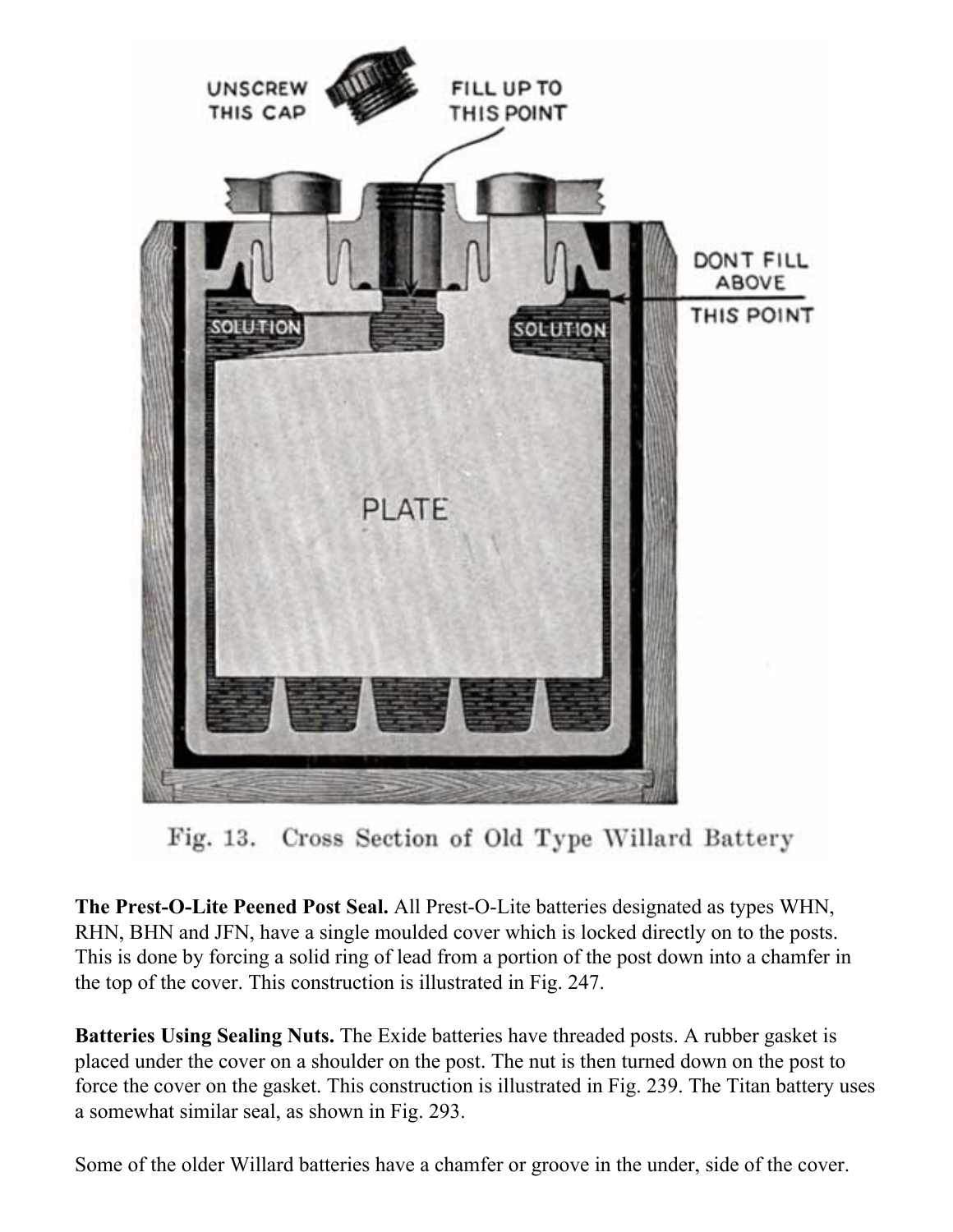Fig. 13. Cross Section of Old Type Willard Battery

**The Prest-O-Lite Peened Post Seal.** All Prest-O-Lite batteries designated as types WHN, RHN, BHN and JFN, have a single moulded cover which is locked directly on to the posts. This is done by forcing a solid ring of lead from a portion of the post down into a chamfer in the top of the cover. This construction is illustrated in Fig. 247.

**Batteries Using Sealing Nuts.** The Exide batteries have threaded posts. A rubber gasket is placed under the cover on a shoulder on the post. The nut is then turned down on the post to force the cover on the gasket. This construction is illustrated in Fig. 239. The Titan battery uses a somewhat similar seal, as shown in Fig. 293.

Some of the older Willard batteries have a chamfer or groove in the under, side of the cover.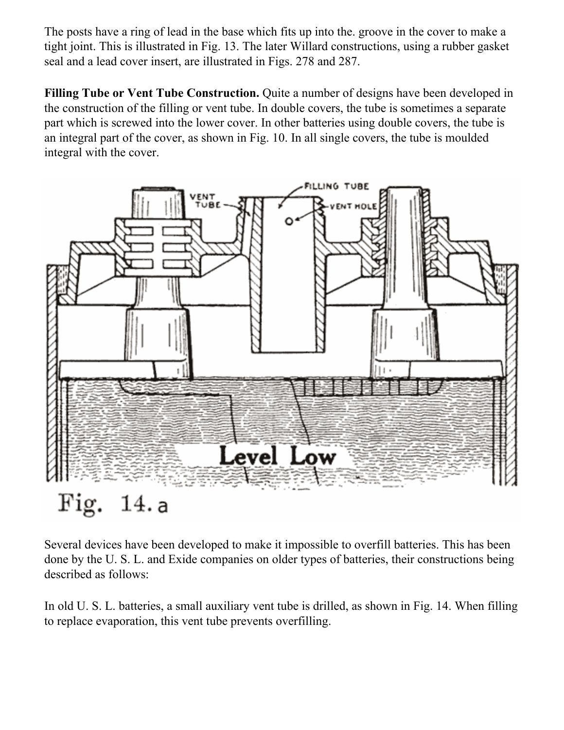The posts have a ring of lead in the base which fits up into the. groove in the cover to make a tight joint. This is illustrated in Fig. 13. The later Willard constructions, using a rubber gasket seal and a lead cover insert, are illustrated in Figs. 278 and 287.

**Filling Tube or Vent Tube Construction.** Quite a number of designs have been developed in the construction of the filling or vent tube. In double covers, the tube is sometimes a separate part which is screwed into the lower cover. In other batteries using double covers, the tube is an integral part of the cover, as shown in Fig. 10. In all single covers, the tube is moulded integral with the cover.

Fig. 14. a

Several devices have been developed to make it impossible to overfill batteries. This has been done by the U. S. L. and Exide companies on older types of batteries, their constructions being described as follows:

In old U. S. L. batteries, a small auxiliary vent tube is drilled, as shown in Fig. 14. When filling to replace evaporation, this vent tube prevents overfilling.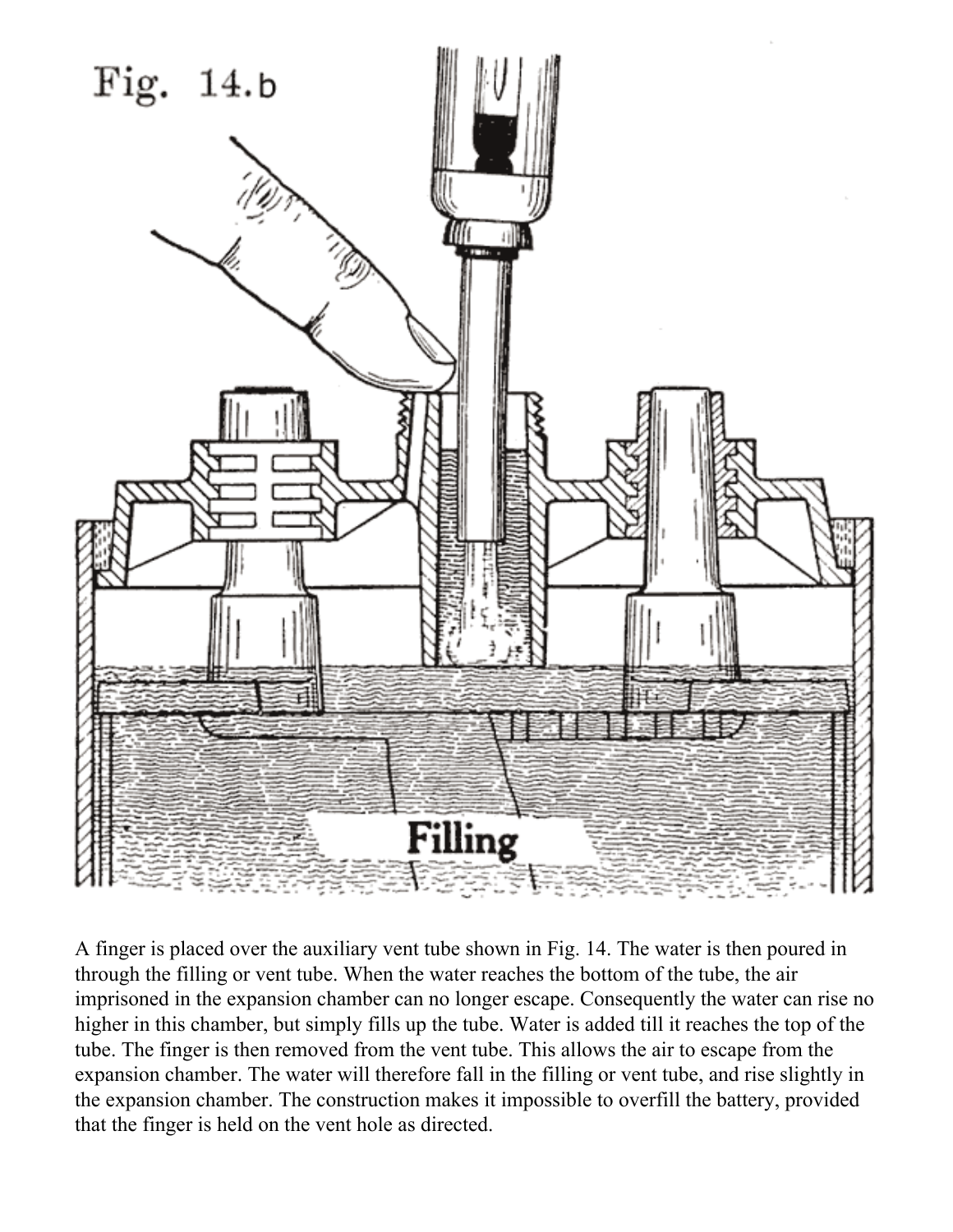Fig. 14.b

Filling

A finger is placed over the auxiliary vent tube shown in Fig. 14. The water is then poured in through the filling or vent tube. When the water reaches the bottom of the tube, the air imprisoned in the expansion chamber can no longer escape. Consequently the water can rise no higher in this chamber, but simply fills up the tube. Water is added till it reaches the top of the tube. The finger is then removed from the vent tube. This allows the air to escape from the expansion chamber. The water will therefore fall in the filling or vent tube, and rise slightly in the expansion chamber. The construction makes it impossible to overfill the battery, provided that the finger is held on the vent hole as directed.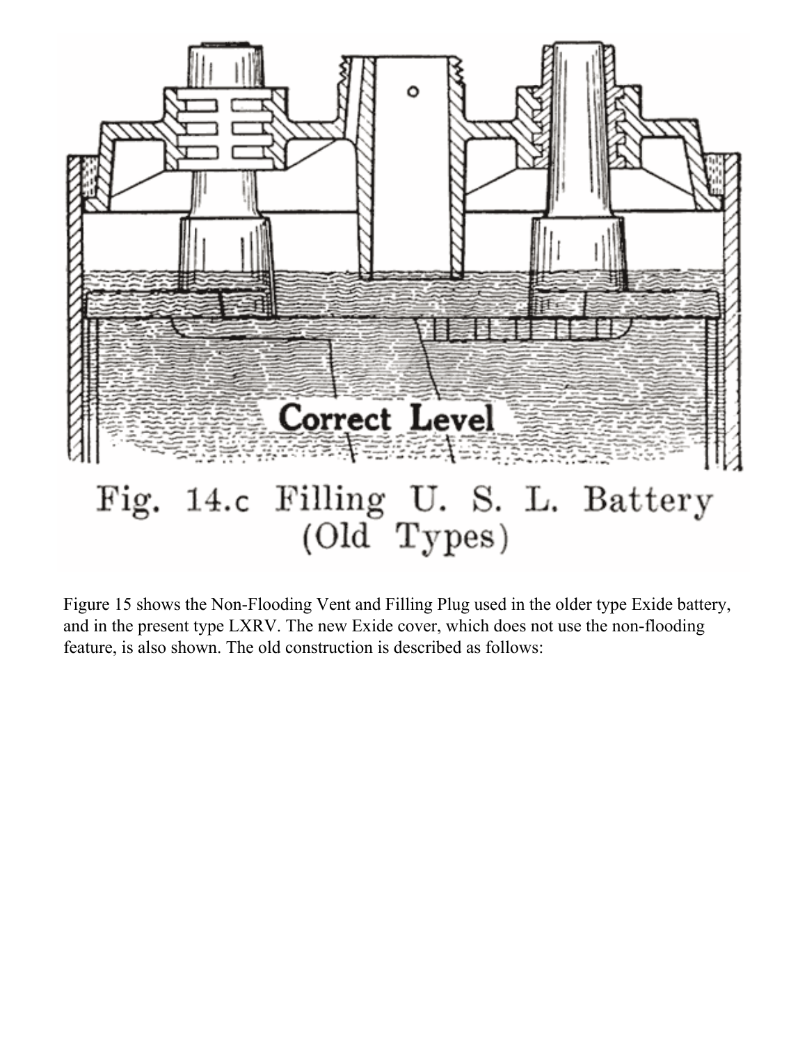Correct Level

Fig. 14.c Filling U. S. L. Battery (Old Types)

Figure 15 shows the Non-Flooding Vent and Filling Plug used in the older type Exide battery, and in the present type LXRV. The new Exide cover, which does not use the non-flooding feature, is also shown. The old construction is described as follows: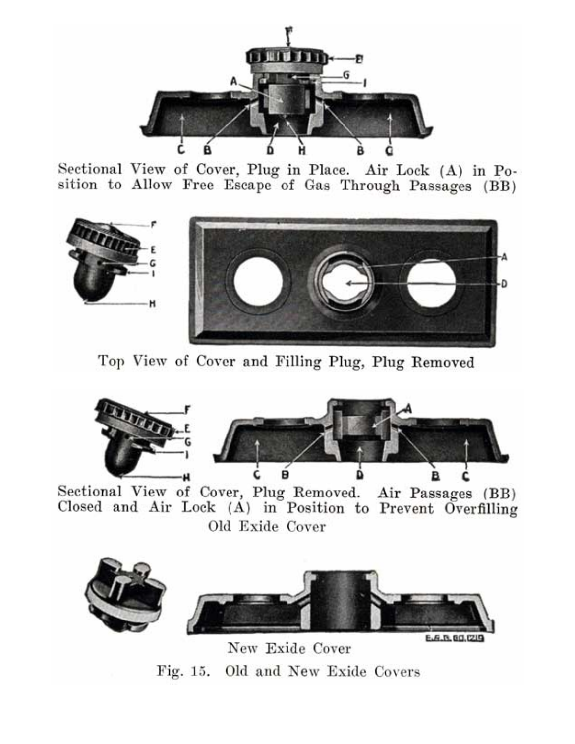Sectional View of Cover, Plug in Place. Air Lock (A) in Position to Allow Free Escape of Gas Through Passages (BB)

Top View of Cover and Filling Plug, Plug Removed

Sectional View of Cover, Plug Removed. Air Passages (BB) Closed and Air Lock (A) in Position to Prevent Overfilling

Old Exide Cover

New Exide Cover

Fig. 15. Old and New Exide Covers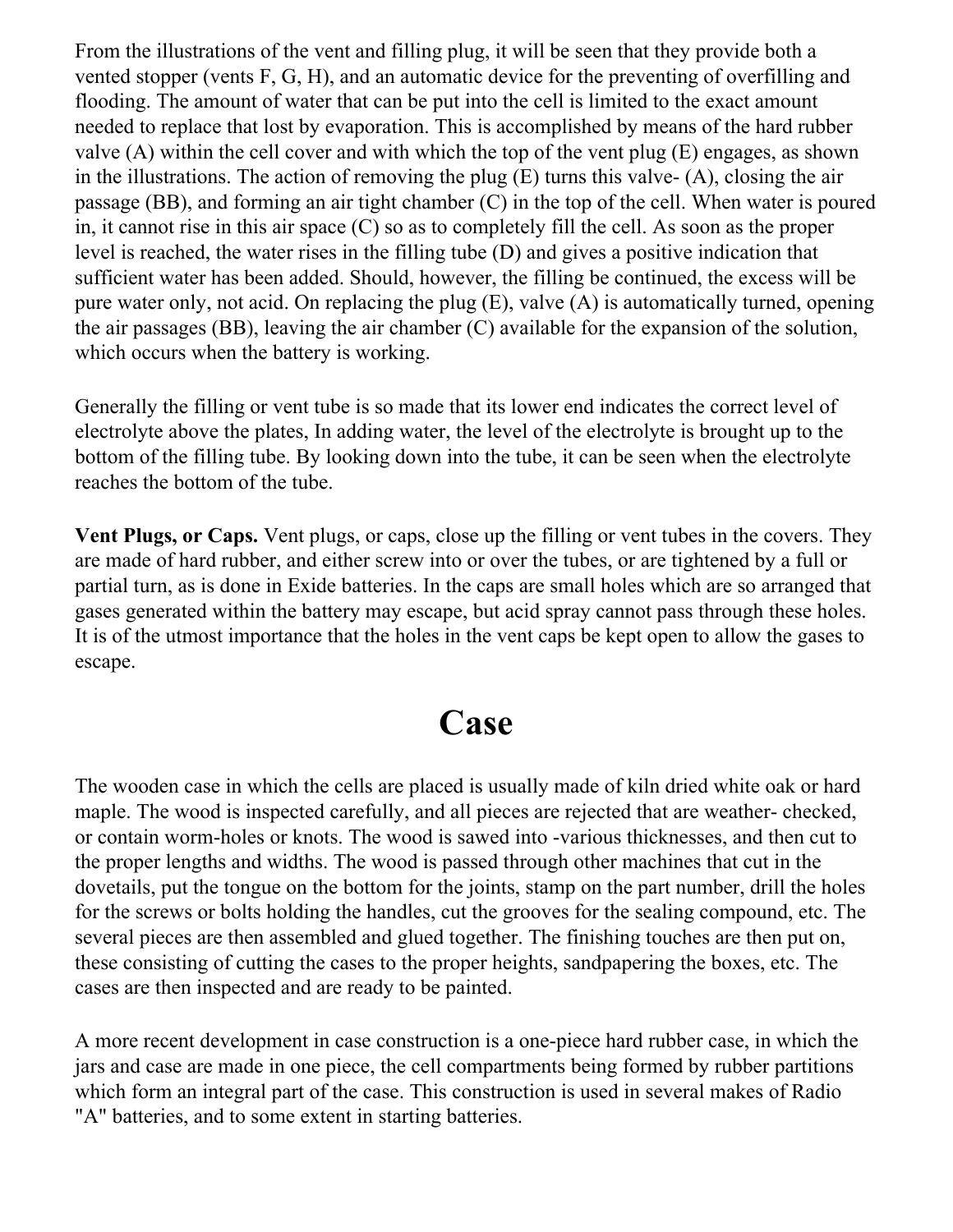From the illustrations of the vent and filling plug, it will be seen that they provide both a vented stopper (vents F, G, H), and an automatic device for the preventing of overfilling and flooding. The amount of water that can be put into the cell is limited to the exact amount needed to replace that lost by evaporation. This is accomplished by means of the hard rubber valve (A) within the cell cover and with which the top of the vent plug (E) engages, as shown in the illustrations. The action of removing the plug (E) turns this valve- (A), closing the air passage (BB), and forming an air tight chamber (C) in the top of the cell. When water is poured in, it cannot rise in this air space (C) so as to completely fill the cell. As soon as the proper level is reached, the water rises in the filling tube (D) and gives a positive indication that sufficient water has been added. Should, however, the filling be continued, the excess will be pure water only, not acid. On replacing the plug (E), valve (A) is automatically turned, opening the air passages (BB), leaving the air chamber (C) available for the expansion of the solution, which occurs when the battery is working.

Generally the filling or vent tube is so made that its lower end indicates the correct level of electrolyte above the plates, In adding water, the level of the electrolyte is brought up to the bottom of the filling tube. By looking down into the tube, it can be seen when the electrolyte reaches the bottom of the tube.

**Vent Plugs, or Caps.** Vent plugs, or caps, close up the filling or vent tubes in the covers. They are made of hard rubber, and either screw into or over the tubes, or are tightened by a full or partial turn, as is done in Exide batteries. In the caps are small holes which are so arranged that gases generated within the battery may escape, but acid spray cannot pass through these holes. It is of the utmost importance that the holes in the vent caps be kept open to allow the gases to escape.

# Case

The wooden case in which the cells are placed is usually made of kiln dried white oak or hard maple. The wood is inspected carefully, and all pieces are rejected that are weather- checked, or contain worm-holes or knots. The wood is sawed into -various thicknesses, and then cut to the proper lengths and widths. The wood is passed through other machines that cut in the dovetails, put the tongue on the bottom for the joints, stamp on the part number, drill the holes for the screws or bolts holding the handles, cut the grooves for the sealing compound, etc. The several pieces are then assembled and glued together. The finishing touches are then put on, these consisting of cutting the cases to the proper heights, sandpapering the boxes, etc. The cases are then inspected and are ready to be painted.

A more recent development in case construction is a one-piece hard rubber case, in which the jars and case are made in one piece, the cell compartments being formed by rubber partitions which form an integral part of the case. This construction is used in several makes of Radio "A" batteries, and to some extent in starting batteries.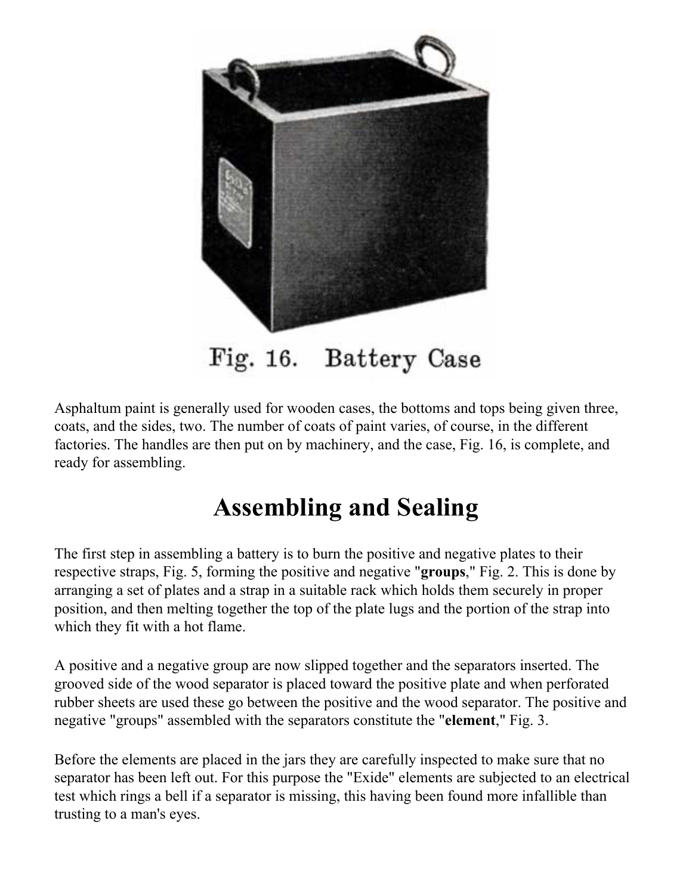Fig. 16. Battery Case

Asphaltum paint is generally used for wooden cases, the bottoms and tops being given three, coats, and the sides, two. The number of coats of paint varies, of course, in the different factories. The handles are then put on by machinery, and the case, Fig. 16, is complete, and ready for assembling.

## Assembling and Sealing

The first step in assembling a battery is to burn the positive and negative plates to their respective straps, Fig. 5, forming the positive and negative "**groups**," Fig. 2. This is done by arranging a set of plates and a strap in a suitable rack which holds them securely in proper position, and then melting together the top of the plate lugs and the portion of the strap into which they fit with a hot flame.

A positive and a negative group are now slipped together and the separators inserted. The grooved side of the wood separator is placed toward the positive plate and when perforated rubber sheets are used these go between the positive and the wood separator. The positive and negative "groups" assembled with the separators constitute the "**element**," Fig. 3.

Before the elements are placed in the jars they are carefully inspected to make sure that no separator has been left out. For this purpose the "Exide" elements are subjected to an electrical test which rings a bell if a separator is missing, this having been found more infallible than trusting to a man's eyes.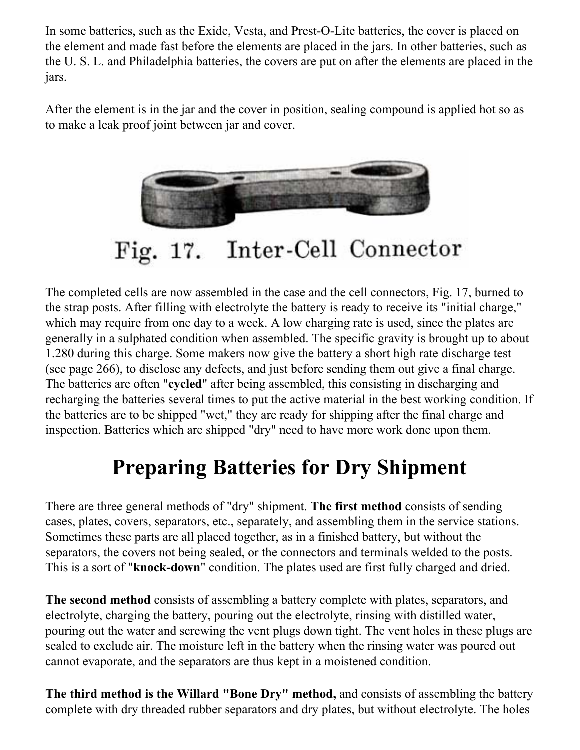In some batteries, such as the Exide, Vesta, and Prest-O-Lite batteries, the cover is placed on the element and made fast before the elements are placed in the jars. In other batteries, such as the U. S. L. and Philadelphia batteries, the covers are put on after the elements are placed in the jars.

After the element is in the jar and the cover in position, sealing compound is applied hot so as to make a leak proof joint between jar and cover.

Fig. 17. Inter-Cell Connector

The completed cells are now assembled in the case and the cell connectors, Fig. 17, burned to the strap posts. After filling with electrolyte the battery is ready to receive its "initial charge," which may require from one day to a week. A low charging rate is used, since the plates are generally in a sulphated condition when assembled. The specific gravity is brought up to about 1.280 during this charge. Some makers now give the battery a short high rate discharge test (see page 266), to disclose any defects, and just before sending them out give a final charge. The batteries are often "**cycled**" after being assembled, this consisting in discharging and recharging the batteries several times to put the active material in the best working condition. If the batteries are to be shipped "wet," they are ready for shipping after the final charge and inspection. Batteries which are shipped "dry" need to have more work done upon them.

# Preparing Batteries for Dry Shipment

There are three general methods of "dry" shipment. **The first method** consists of sending cases, plates, covers, separators, etc., separately, and assembling them in the service stations. Sometimes these parts are all placed together, as in a finished battery, but without the separators, the covers not being sealed, or the connectors and terminals welded to the posts. This is a sort of "**knock-down**" condition. The plates used are first fully charged and dried.

**The second method** consists of assembling a battery complete with plates, separators, and electrolyte, charging the battery, pouring out the electrolyte, rinsing with distilled water, pouring out the water and screwing the vent plugs down tight. The vent holes in these plugs are sealed to exclude air. The moisture left in the battery when the rinsing water was poured out cannot evaporate, and the separators are thus kept in a moistened condition.

**The third method is the Willard "Bone Dry" method,** and consists of assembling the battery complete with dry threaded rubber separators and dry plates, but without electrolyte. The holes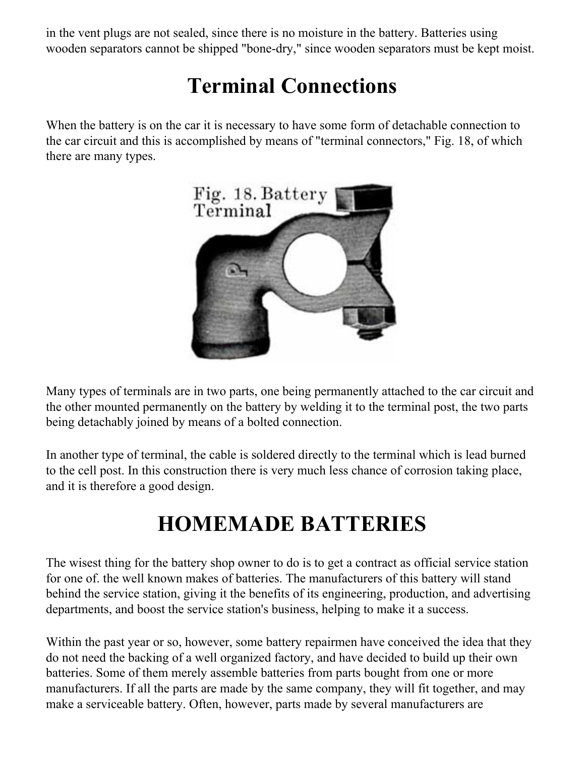in the vent plugs are not sealed, since there is no moisture in the battery. Batteries using wooden separators cannot be shipped "bone-dry," since wooden separators must be kept moist.

# Terminal Connections

When the battery is on the car it is necessary to have some form of detachable connection to the car circuit and this is accomplished by means of "terminal connectors," Fig. 18, of which there are many types.

Fig. 18. Battery Terminal

Many types of terminals are in two parts, one being permanently attached to the car circuit and the other mounted permanently on the battery by welding it to the terminal post, the two parts being detachably joined by means of a bolted connection.

In another type of terminal, the cable is soldered directly to the terminal which is lead burned to the cell post. In this construction there is very much less chance of corrosion taking place, and it is therefore a good design.

# HOMEMADE BATTERIES

The wisest thing for the battery shop owner to do is to get a contract as official service station for one of. the well known makes of batteries. The manufacturers of this battery will stand behind the service station, giving it the benefits of its engineering, production, and advertising departments, and boost the service station's business, helping to make it a success.

Within the past year or so, however, some battery repairmen have conceived the idea that they do not need the backing of a well organized factory, and have decided to build up their own batteries. Some of them merely assemble batteries from parts bought from one or more manufacturers. If all the parts are made by the same company, they will fit together, and may make a serviceable battery. Often, however, parts made by several manufacturers are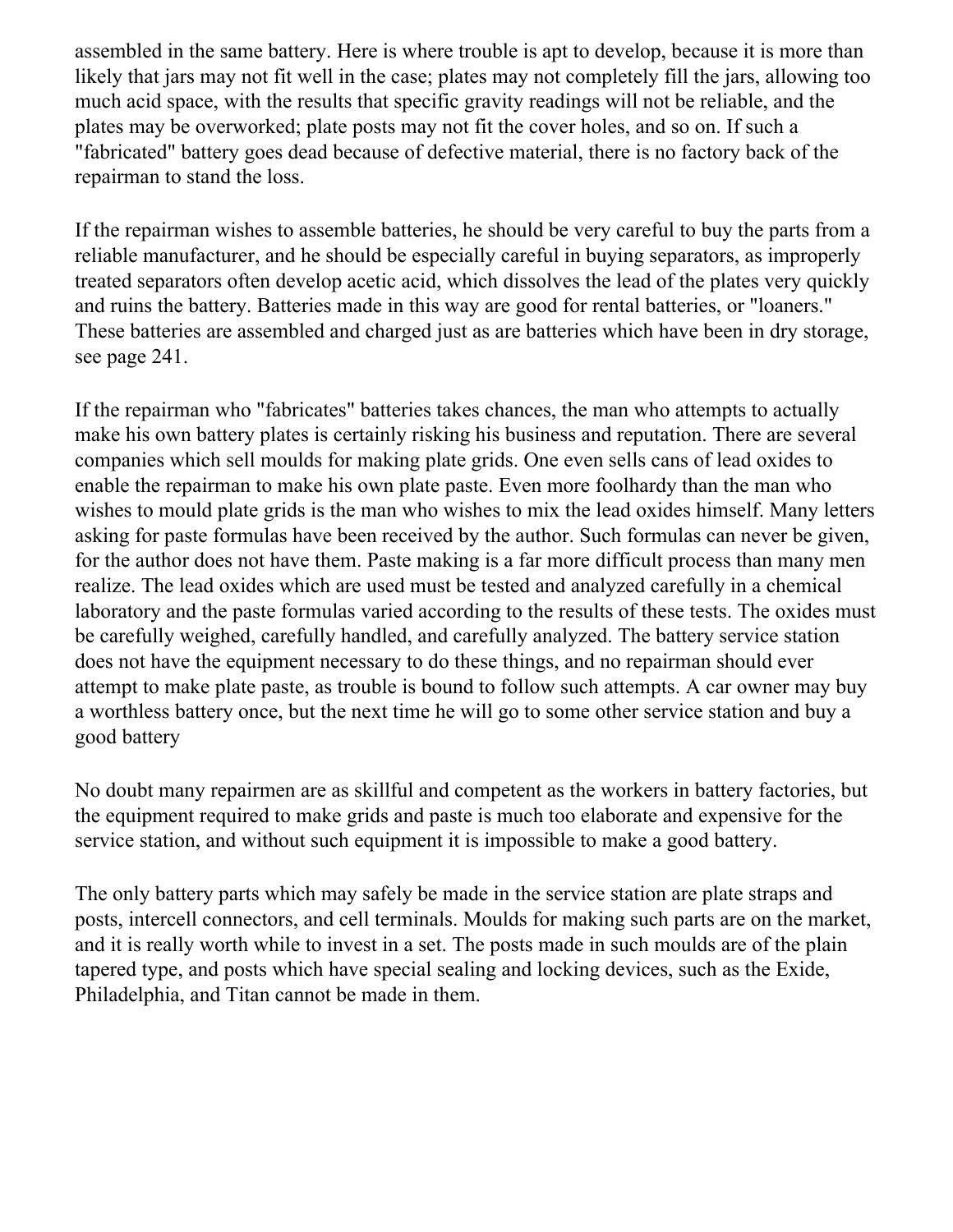assembled in the same battery. Here is where trouble is apt to develop, because it is more than likely that jars may not fit well in the case; plates may not completely fill the jars, allowing too much acid space, with the results that specific gravity readings will not be reliable, and the plates may be overworked; plate posts may not fit the cover holes, and so on. If such a "fabricated" battery goes dead because of defective material, there is no factory back of the repairman to stand the loss.

If the repairman wishes to assemble batteries, he should be very careful to buy the parts from a reliable manufacturer, and he should be especially careful in buying separators, as improperly treated separators often develop acetic acid, which dissolves the lead of the plates very quickly and ruins the battery. Batteries made in this way are good for rental batteries, or "loaners." These batteries are assembled and charged just as are batteries which have been in dry storage, see page 241.

If the repairman who "fabricates" batteries takes chances, the man who attempts to actually make his own battery plates is certainly risking his business and reputation. There are several companies which sell moulds for making plate grids. One even sells cans of lead oxides to enable the repairman to make his own plate paste. Even more foolhardy than the man who wishes to mould plate grids is the man who wishes to mix the lead oxides himself. Many letters asking for paste formulas have been received by the author. Such formulas can never be given, for the author does not have them. Paste making is a far more difficult process than many men realize. The lead oxides which are used must be tested and analyzed carefully in a chemical laboratory and the paste formulas varied according to the results of these tests. The oxides must be carefully weighed, carefully handled, and carefully analyzed. The battery service station does not have the equipment necessary to do these things, and no repairman should ever attempt to make plate paste, as trouble is bound to follow such attempts. A car owner may buy a worthless battery once, but the next time he will go to some other service station and buy a good battery

No doubt many repairmen are as skillful and competent as the workers in battery factories, but the equipment required to make grids and paste is much too elaborate and expensive for the service station, and without such equipment it is impossible to make a good battery.

The only battery parts which may safely be made in the service station are plate straps and posts, intercell connectors, and cell terminals. Moulds for making such parts are on the market, and it is really worth while to invest in a set. The posts made in such moulds are of the plain tapered type, and posts which have special sealing and locking devices, such as the Exide, Philadelphia, and Titan cannot be made in them.